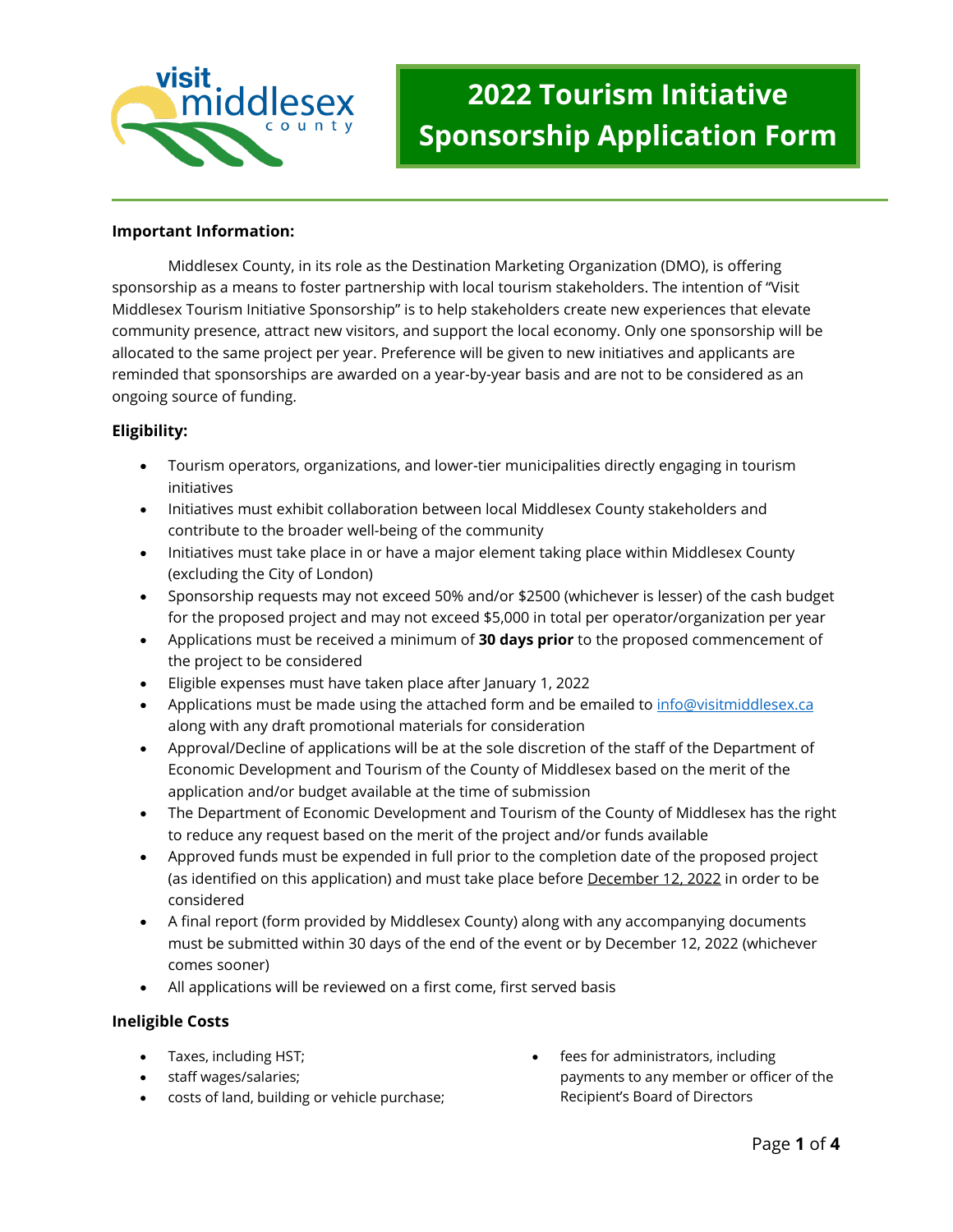# 2022 Tourism Initiative Sponsorship Application Form

**Important Information:**

Middlesex County, in its role as the Destination Marketing Organization (DMO), is offering sponsorship as a means to foster partnership with local tourism stakeholders. The intention of "Visit Middlesex Tourism Initiative Sponsorship" is to help stakeholders create new experiences that elevate community presence, attract new visitors, and support the local economy. Only one sponsorship will be allocated to the same project per year. Preference will be given to new initiatives and applicants are reminded that sponsorships are awarded on a year-by-year basis and are not to be considered as an ongoing source of funding.

**Eligibility:**

- Tourism operators, organizations, and lower-tier municipalities directly engaging in tourism initiatives
- Initiatives must exhibit collaboration between local Middlesex County stakeholders and contribute to the broader well-being of the community
- Initiatives must take place in or have a major element taking place within Middlesex County (excluding the City of London)
- Sponsorship requests may not exceed 50% and/or $2500 (whichever is lesser) of the cash budget for the proposed project and may not exceed $5,000 in total per operator/organization per year
- Applications must be received a minimum of **30 days prior** to the proposed commencement of the project to be considered
- Eligible expenses must have taken place after January 1, 2022
- Applications must be made using the attached form and be emailed to info@visitmiddlesex.ca along with any draft promotional materials for consideration
- Approval/Decline of applications will be at the sole discretion of the staff of the Department of Economic Development and Tourism of the County of Middlesex based on the merit of the application and/or budget available at the time of submission
- The Department of Economic Development and Tourism of the County of Middlesex has the right to reduce any request based on the merit of the project and/or funds available
- Approved funds must be expended in full prior to the completion date of the proposed project (as identified on this application) and must take place before December 12, 2022 in order to be considered
- A final report (form provided by Middlesex County) along with any accompanying documents must be submitted within 30 days of the end of the event or by December 12, 2022 (whichever comes sooner)
- All applications will be reviewed on a first come, first served basis

**Ineligible Costs**

- Taxes, including HST;
- staff wages/salaries;
- costs of land, building or vehicle purchase;
- fees for administrators, including payments to any member or officer of the Recipient's Board of Directors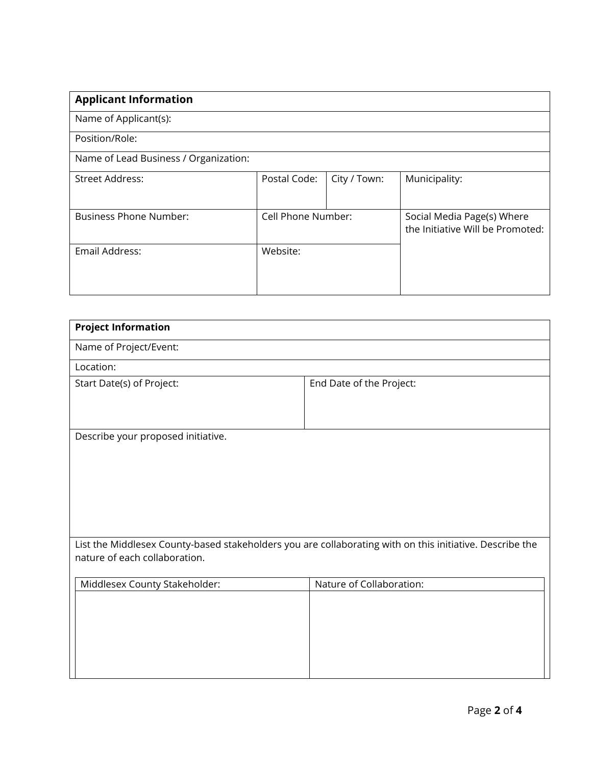| **Applicant Information** | | | |
|---|---|---|---|
| Name of Applicant(s): | | | |
| Position/Role: | | | |
| Name of Lead Business / Organization: | | | |
| Street Address: | Postal Code: | City / Town: | Municipality: |
| Business Phone Number: | Cell Phone Number: | | Social Media Page(s) Where the Initiative Will be Promoted: |
| Email Address: | Website: | | |

| **Project Information** | |
|---|---|
| Name of Project/Event: | |
| Location: | |
| Start Date(s) of Project: | End Date of the Project: |
| Describe your proposed initiative. | |
| List the Middlesex County-based stakeholders you are collaborating with on this initiative. Describe the nature of each collaboration. | |

| Middlesex County Stakeholder: | Nature of Collaboration: |
|---|---|
| | |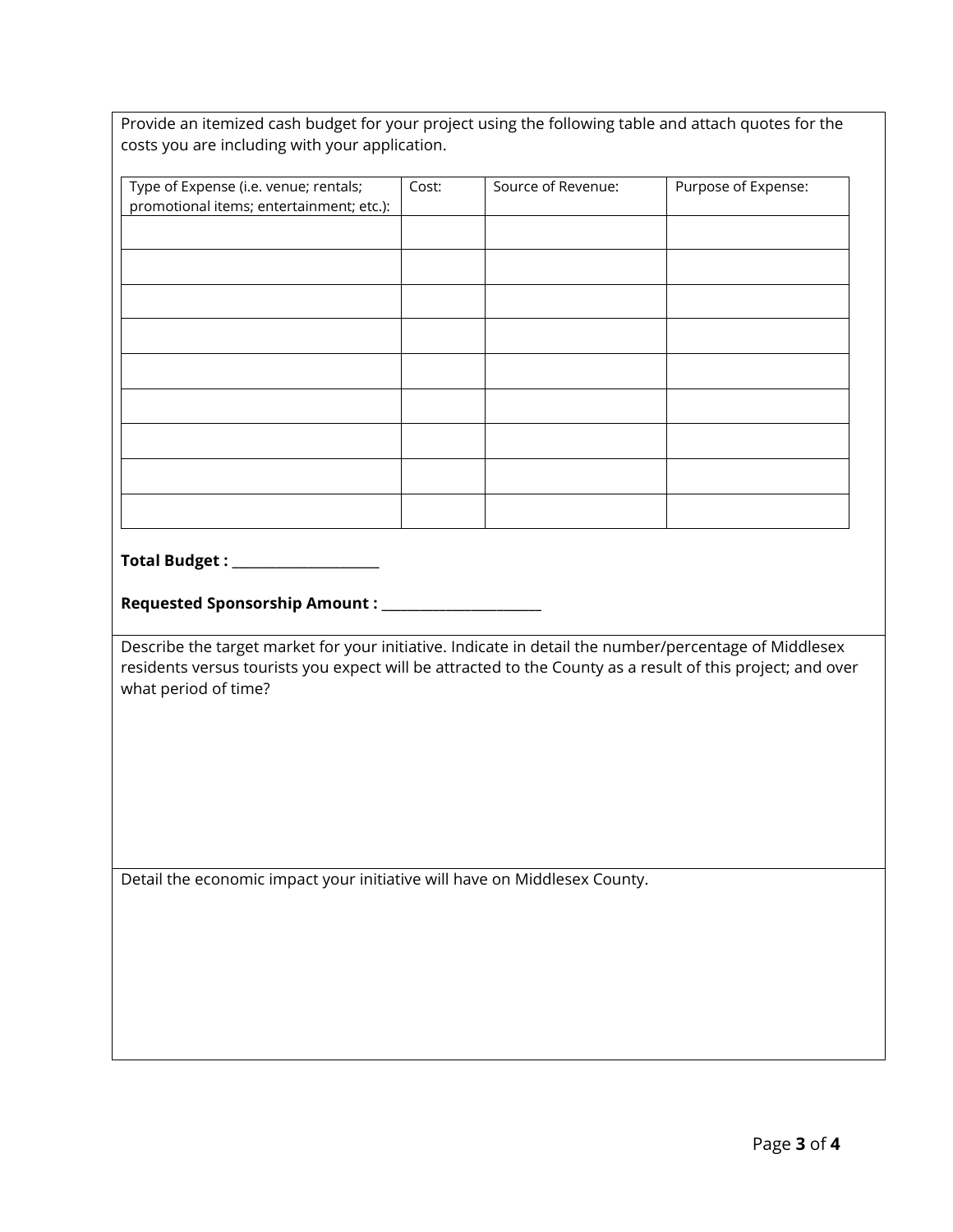Provide an itemized cash budget for your project using the following table and attach quotes for the costs you are including with your application.

| Type of Expense (i.e. venue; rentals; promotional items; entertainment; etc.): | Cost: | Source of Revenue: | Purpose of Expense: |
| --- | --- | --- | --- |
| | | | |
| | | | |
| | | | |
| | | | |
| | | | |
| | | | |
| | | | |
| | | | |
| | | | |

**Total Budget : ______________________**

**Requested Sponsorship Amount : ________________________**

Describe the target market for your initiative. Indicate in detail the number/percentage of Middlesex residents versus tourists you expect will be attracted to the County as a result of this project; and over what period of time?

Detail the economic impact your initiative will have on Middlesex County.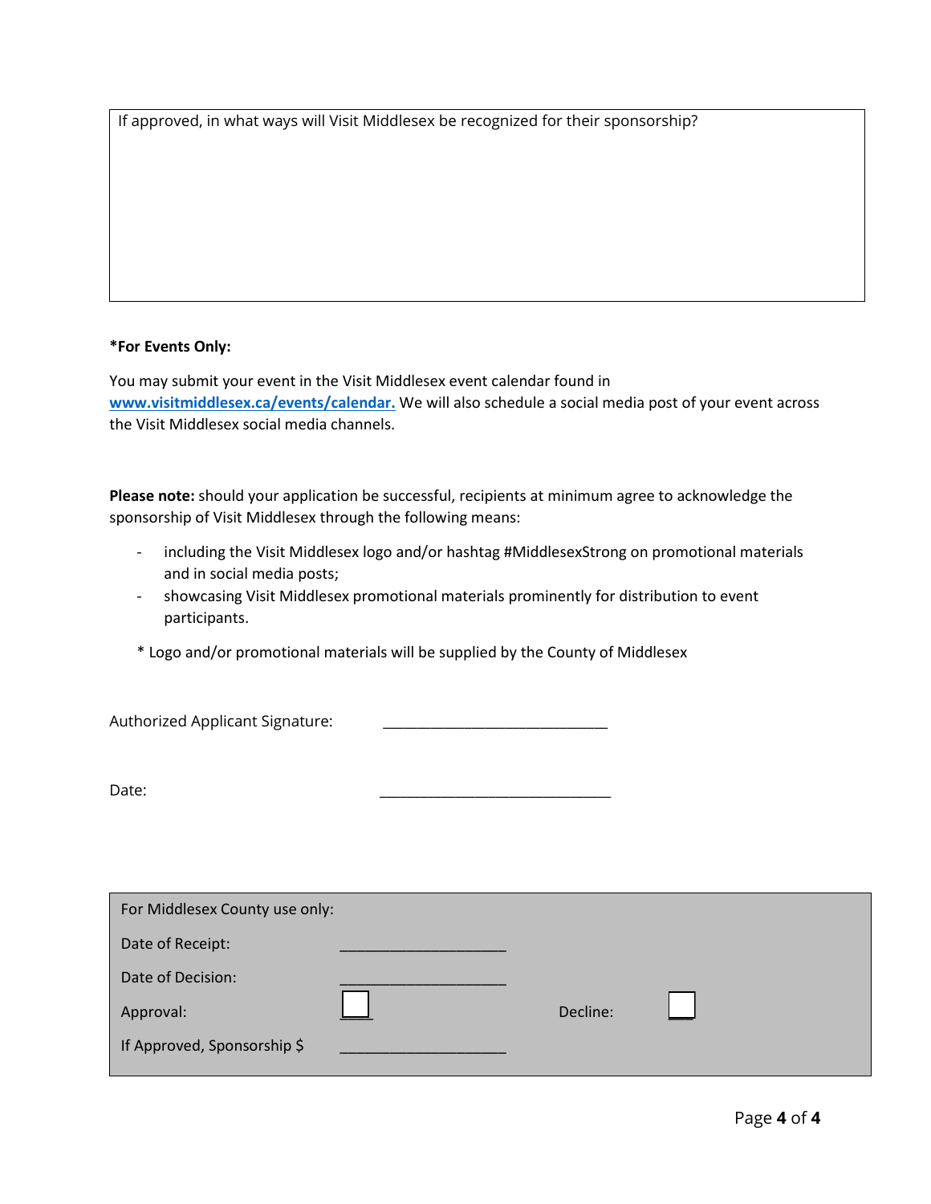If approved, in what ways will Visit Middlesex be recognized for their sponsorship?

**\*For Events Only:**

You may submit your event in the Visit Middlesex event calendar found in [www.visitmiddlesex.ca/events/calendar.](http://www.visitmiddlesex.ca/events/calendar) We will also schedule a social media post of your event across the Visit Middlesex social media channels.

**Please note:** should your application be successful, recipients at minimum agree to acknowledge the sponsorship of Visit Middlesex through the following means:

- including the Visit Middlesex logo and/or hashtag #MiddlesexStrong on promotional materials and in social media posts;
- showcasing Visit Middlesex promotional materials prominently for distribution to event participants.

\* Logo and/or promotional materials will be supplied by the County of Middlesex

Authorized Applicant Signature: ____________________________

Date: ____________________________

| | | | |
|---|---|---|---|
| For Middlesex County use only: | | | |
| Date of Receipt: | ____________________ | | |
| Date of Decision: | ____________________ | | |
| Approval: | ☐ | Decline: | ☐ |
| If Approved, Sponsorship $ | ____________________ | | |